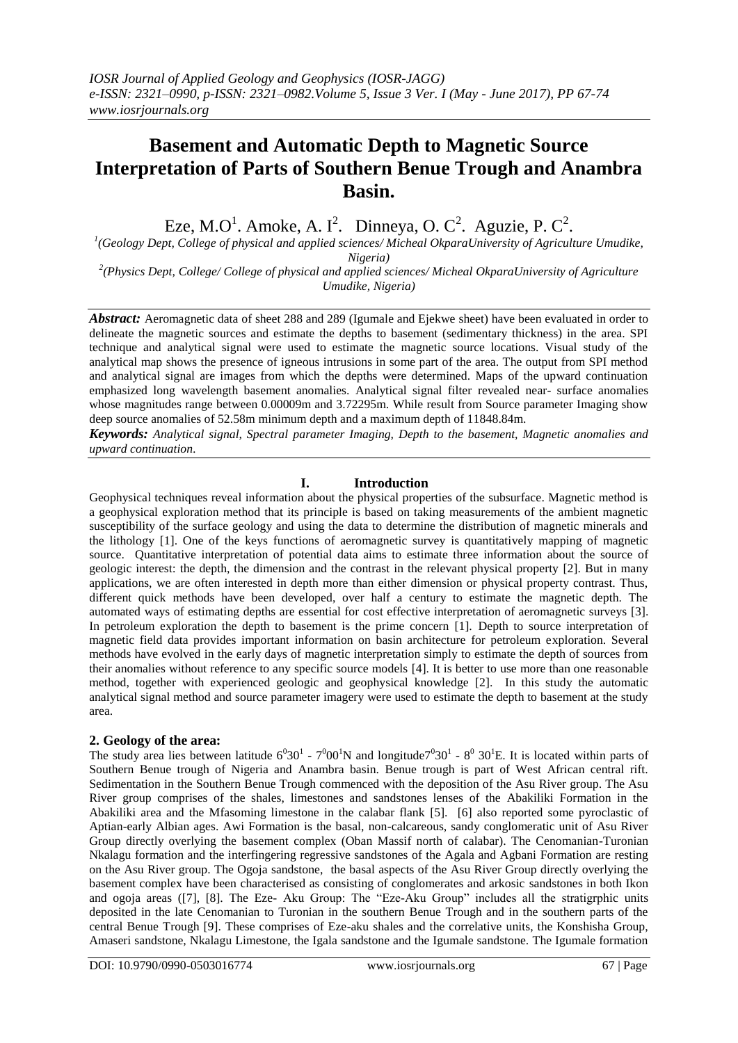# Basement and Automatic Depth to Magnetic Source Interpretation of Parts of Southern Benue Trough and Anambra Basin.

Eze, M.O[1]. Amoke, A. I[2]. Dinneya, O. C[2]. Aguzie, P. C[2].

[1](Geology Dept, College of physical and applied sciences/ Micheal OkparaUniversity of Agriculture Umudike, Nigeria)

[2](Physics Dept, College/ College of physical and applied sciences/ Micheal OkparaUniversity of Agriculture Umudike, Nigeria)

***Abstract:*** Aeromagnetic data of sheet 288 and 289 (Igumale and Ejekwe sheet) have been evaluated in order to delineate the magnetic sources and estimate the depths to basement (sedimentary thickness) in the area. SPI technique and analytical signal were used to estimate the magnetic source locations. Visual study of the analytical map shows the presence of igneous intrusions in some part of the area. The output from SPI method and analytical signal are images from which the depths were determined. Maps of the upward continuation emphasized long wavelength basement anomalies. Analytical signal filter revealed near- surface anomalies whose magnitudes range between 0.00009m and 3.72295m. While result from Source parameter Imaging show deep source anomalies of 52.58m minimum depth and a maximum depth of 11848.84m.

***Keywords:*** *Analytical signal, Spectral parameter Imaging, Depth to the basement, Magnetic anomalies and upward continuation.*

## I. Introduction

Geophysical techniques reveal information about the physical properties of the subsurface. Magnetic method is a geophysical exploration method that its principle is based on taking measurements of the ambient magnetic susceptibility of the surface geology and using the data to determine the distribution of magnetic minerals and the lithology [1]. One of the keys functions of aeromagnetic survey is quantitatively mapping of magnetic source. Quantitative interpretation of potential data aims to estimate three information about the source of geologic interest: the depth, the dimension and the contrast in the relevant physical property [2]. But in many applications, we are often interested in depth more than either dimension or physical property contrast. Thus, different quick methods have been developed, over half a century to estimate the magnetic depth. The automated ways of estimating depths are essential for cost effective interpretation of aeromagnetic surveys [3]. In petroleum exploration the depth to basement is the prime concern [1]. Depth to source interpretation of magnetic field data provides important information on basin architecture for petroleum exploration. Several methods have evolved in the early days of magnetic interpretation simply to estimate the depth of sources from their anomalies without reference to any specific source models [4]. It is better to use more than one reasonable method, together with experienced geologic and geophysical knowledge [2]. In this study the automatic analytical signal method and source parameter imagery were used to estimate the depth to basement at the study area.

### 2. Geology of the area:

The study area lies between latitude $6^{0}30^{1}$ - $7^{0}00^{1}$N and longitude$7^{0}30^{1}$ - $8^{0}$ $30^{1}$E. It is located within parts of Southern Benue trough of Nigeria and Anambra basin. Benue trough is part of West African central rift. Sedimentation in the Southern Benue Trough commenced with the deposition of the Asu River group. The Asu River group comprises of the shales, limestones and sandstones lenses of the Abakiliki Formation in the Abakiliki area and the Mfasoming limestone in the calabar flank [5]. [6] also reported some pyroclastic of Aptian-early Albian ages. Awi Formation is the basal, non-calcareous, sandy conglomeratic unit of Asu River Group directly overlying the basement complex (Oban Massif north of calabar). The Cenomanian-Turonian Nkalagu formation and the interfingering regressive sandstones of the Agala and Agbani Formation are resting on the Asu River group. The Ogoja sandstone, the basal aspects of the Asu River Group directly overlying the basement complex have been characterised as consisting of conglomerates and arkosic sandstones in both Ikon and ogoja areas ([7], [8]. The Eze- Aku Group: The "Eze-Aku Group" includes all the stratigrphic units deposited in the late Cenomanian to Turonian in the southern Benue Trough and in the southern parts of the central Benue Trough [9]. These comprises of Eze-aku shales and the correlative units, the Konshisha Group, Amaseri sandstone, Nkalagu Limestone, the Igala sandstone and the Igumale sandstone. The Igumale formation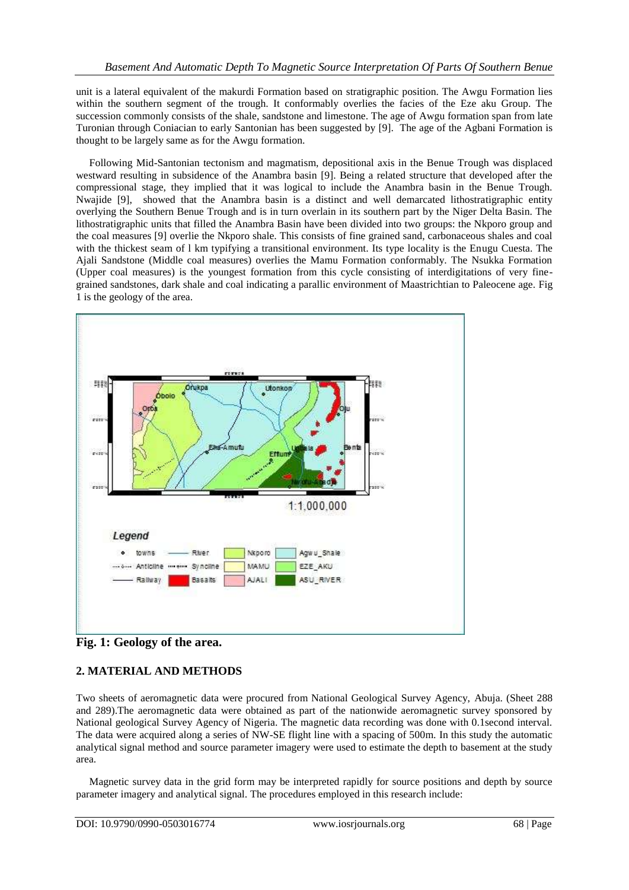unit is a lateral equivalent of the makurdi Formation based on stratigraphic position. The Awgu Formation lies within the southern segment of the trough. It conformably overlies the facies of the Eze aku Group. The succession commonly consists of the shale, sandstone and limestone. The age of Awgu formation span from late Turonian through Coniacian to early Santonian has been suggested by [9]. The age of the Agbani Formation is thought to be largely same as for the Awgu formation.

Following Mid-Santonian tectonism and magmatism, depositional axis in the Benue Trough was displaced westward resulting in subsidence of the Anambra basin [9]. Being a related structure that developed after the compressional stage, they implied that it was logical to include the Anambra basin in the Benue Trough. Nwajide [9], showed that the Anambra basin is a distinct and well demarcated lithostratigraphic entity overlying the Southern Benue Trough and is in turn overlain in its southern part by the Niger Delta Basin. The lithostratigraphic units that filled the Anambra Basin have been divided into two groups: the Nkporo group and the coal measures [9] overlie the Nkporo shale. This consists of fine grained sand, carbonaceous shales and coal with the thickest seam of l km typifying a transitional environment. Its type locality is the Enugu Cuesta. The Ajali Sandstone (Middle coal measures) overlies the Mamu Formation conformably. The Nsukka Formation (Upper coal measures) is the youngest formation from this cycle consisting of interdigitations of very fine-grained sandstones, dark shale and coal indicating a parallic environment of Maastrichtian to Paleocene age. Fig 1 is the geology of the area.

**Fig. 1: Geology of the area.**

## 2. MATERIAL AND METHODS

Two sheets of aeromagnetic data were procured from National Geological Survey Agency, Abuja. (Sheet 288 and 289).The aeromagnetic data were obtained as part of the nationwide aeromagnetic survey sponsored by National geological Survey Agency of Nigeria. The magnetic data recording was done with 0.1second interval. The data were acquired along a series of NW-SE flight line with a spacing of 500m. In this study the automatic analytical signal method and source parameter imagery were used to estimate the depth to basement at the study area.

Magnetic survey data in the grid form may be interpreted rapidly for source positions and depth by source parameter imagery and analytical signal. The procedures employed in this research include: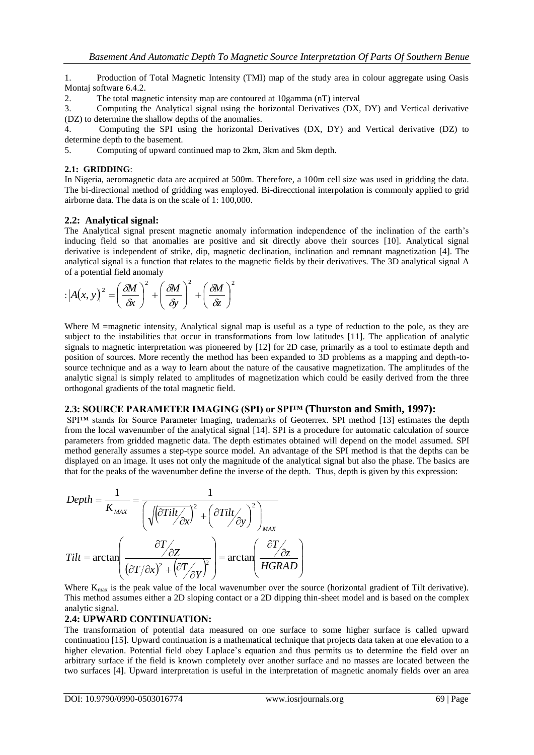1. Production of Total Magnetic Intensity (TMI) map of the study area in colour aggregate using Oasis Montaj software 6.4.2.
2. The total magnetic intensity map are contoured at 10gamma (nT) interval
3. Computing the Analytical signal using the horizontal Derivatives (DX, DY) and Vertical derivative (DZ) to determine the shallow depths of the anomalies.
4. Computing the SPI using the horizontal Derivatives (DX, DY) and Vertical derivative (DZ) to determine depth to the basement.
5. Computing of upward continued map to 2km, 3km and 5km depth.

### 2.1: GRIDDING:

In Nigeria, aeromagnetic data are acquired at 500m. Therefore, a 100m cell size was used in gridding the data. The bi-directional method of gridding was employed. Bi-direcctional interpolation is commonly applied to grid airborne data. The data is on the scale of 1: 100,000.

### 2.2: Analytical signal:

The Analytical signal present magnetic anomaly information independence of the inclination of the earth's inducing field so that anomalies are positive and sit directly above their sources [10]. Analytical signal derivative is independent of strike, dip, magnetic declination, inclination and remnant magnetization [4]. The analytical signal is a function that relates to the magnetic fields by their derivatives. The 3D analytical signal A of a potential field anomaly

$$: |A(x,y)|^2 = \left(\frac{\delta M}{\delta x}\right)^2 + \left(\frac{\delta M}{\delta y}\right)^2 + \left(\frac{\delta M}{\delta z}\right)^2$$

Where M =magnetic intensity, Analytical signal map is useful as a type of reduction to the pole, as they are subject to the instabilities that occur in transformations from low latitudes [11]. The application of analytic signals to magnetic interpretation was pioneered by [12] for 2D case, primarily as a tool to estimate depth and position of sources. More recently the method has been expanded to 3D problems as a mapping and depth-to-source technique and as a way to learn about the nature of the causative magnetization. The amplitudes of the analytic signal is simply related to amplitudes of magnetization which could be easily derived from the three orthogonal gradients of the total magnetic field.

### 2.3: SOURCE PARAMETER IMAGING (SPI) or SPI™ (Thurston and Smith, 1997):

SPI™ stands for Source Parameter Imaging, trademarks of Geoterrex. SPI method [13] estimates the depth from the local wavenumber of the analytical signal [14]. SPI is a procedure for automatic calculation of source parameters from gridded magnetic data. The depth estimates obtained will depend on the model assumed. SPI method generally assumes a step-type source model. An advantage of the SPI method is that the depths can be displayed on an image. It uses not only the magnitude of the analytical signal but also the phase. The basics are that for the peaks of the wavenumber define the inverse of the depth. Thus, depth is given by this expression:

$$Depth = \frac{1}{K_{MAX}} = \frac{1}{\left(\sqrt{\left(\partial Tilt/_{\partial x}\right)^2 + \left(\partial Tilt/_{\partial y}\right)^2}\right)_{MAX}}$$

$$Tilt = \arctan\left(\frac{\partial T/_{\partial Z}}{\left(\partial T/\partial x\right)^2 + \left(\partial T/_{\partial Y}\right)^2}\right) = \arctan\left(\frac{\partial T/_{\partial z}}{HGRAD}\right)$$

Where $K_{max}$ is the peak value of the local wavenumber over the source (horizontal gradient of Tilt derivative). This method assumes either a 2D sloping contact or a 2D dipping thin-sheet model and is based on the complex analytic signal.

### 2.4: UPWARD CONTINUATION:

The transformation of potential data measured on one surface to some higher surface is called upward continuation [15]. Upward continuation is a mathematical technique that projects data taken at one elevation to a higher elevation. Potential field obey Laplace's equation and thus permits us to determine the field over an arbitrary surface if the field is known completely over another surface and no masses are located between the two surfaces [4]. Upward interpretation is useful in the interpretation of magnetic anomaly fields over an area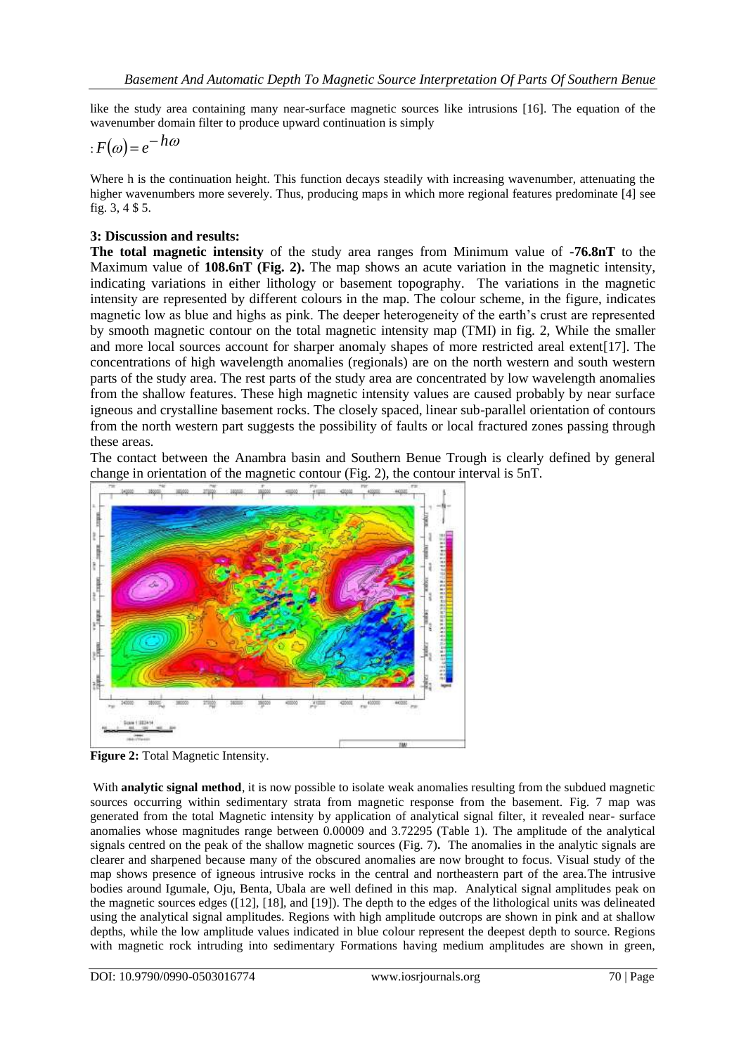like the study area containing many near-surface magnetic sources like intrusions [16]. The equation of the wavenumber domain filter to produce upward continuation is simply

$$: F(\omega) = e^{-h\omega}$$

Where h is the continuation height. This function decays steadily with increasing wavenumber, attenuating the higher wavenumbers more severely. Thus, producing maps in which more regional features predominate [4] see fig. 3, 4 $ 5.

## 3: Discussion and results:

**The total magnetic intensity** of the study area ranges from Minimum value of **-76.8nT** to the Maximum value of **108.6nT (Fig. 2).** The map shows an acute variation in the magnetic intensity, indicating variations in either lithology or basement topography. The variations in the magnetic intensity are represented by different colours in the map. The colour scheme, in the figure, indicates magnetic low as blue and highs as pink. The deeper heterogeneity of the earth's crust are represented by smooth magnetic contour on the total magnetic intensity map (TMI) in fig. 2, While the smaller and more local sources account for sharper anomaly shapes of more restricted areal extent[17]. The concentrations of high wavelength anomalies (regionals) are on the north western and south western parts of the study area. The rest parts of the study area are concentrated by low wavelength anomalies from the shallow features. These high magnetic intensity values are caused probably by near surface igneous and crystalline basement rocks. The closely spaced, linear sub-parallel orientation of contours from the north western part suggests the possibility of faults or local fractured zones passing through these areas.

The contact between the Anambra basin and Southern Benue Trough is clearly defined by general change in orientation of the magnetic contour (Fig. 2), the contour interval is 5nT.

**Figure 2:** Total Magnetic Intensity.

With **analytic signal method**, it is now possible to isolate weak anomalies resulting from the subdued magnetic sources occurring within sedimentary strata from magnetic response from the basement. Fig. 7 map was generated from the total Magnetic intensity by application of analytical signal filter, it revealed near- surface anomalies whose magnitudes range between 0.00009 and 3.72295 (Table 1). The amplitude of the analytical signals centred on the peak of the shallow magnetic sources (Fig. 7). The anomalies in the analytic signals are clearer and sharpened because many of the obscured anomalies are now brought to focus. Visual study of the map shows presence of igneous intrusive rocks in the central and northeastern part of the area.The intrusive bodies around Igumale, Oju, Benta, Ubala are well defined in this map. Analytical signal amplitudes peak on the magnetic sources edges ([12], [18], and [19]). The depth to the edges of the lithological units was delineated using the analytical signal amplitudes. Regions with high amplitude outcrops are shown in pink and at shallow depths, while the low amplitude values indicated in blue colour represent the deepest depth to source. Regions with magnetic rock intruding into sedimentary Formations having medium amplitudes are shown in green,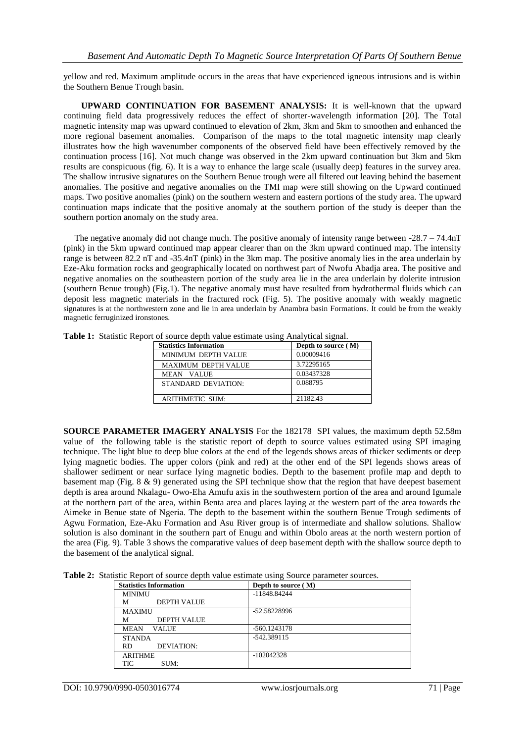yellow and red. Maximum amplitude occurs in the areas that have experienced igneous intrusions and is within the Southern Benue Trough basin.

**UPWARD CONTINUATION FOR BASEMENT ANALYSIS:** It is well-known that the upward continuing field data progressively reduces the effect of shorter-wavelength information [20]. The Total magnetic intensity map was upward continued to elevation of 2km, 3km and 5km to smoothen and enhanced the more regional basement anomalies. Comparison of the maps to the total magnetic intensity map clearly illustrates how the high wavenumber components of the observed field have been effectively removed by the continuation process [16]. Not much change was observed in the 2km upward continuation but 3km and 5km results are conspicuous (fig. 6). It is a way to enhance the large scale (usually deep) features in the survey area. The shallow intrusive signatures on the Southern Benue trough were all filtered out leaving behind the basement anomalies. The positive and negative anomalies on the TMI map were still showing on the Upward continued maps. Two positive anomalies (pink) on the southern western and eastern portions of the study area. The upward continuation maps indicate that the positive anomaly at the southern portion of the study is deeper than the southern portion anomaly on the study area.

The negative anomaly did not change much. The positive anomaly of intensity range between -28.7 – 74.4nT (pink) in the 5km upward continued map appear clearer than on the 3km upward continued map. The intensity range is between 82.2 nT and -35.4nT (pink) in the 3km map. The positive anomaly lies in the area underlain by Eze-Aku formation rocks and geographically located on northwest part of Nwofu Abadja area. The positive and negative anomalies on the southeastern portion of the study area lie in the area underlain by dolerite intrusion (southern Benue trough) (Fig.1). The negative anomaly must have resulted from hydrothermal fluids which can deposit less magnetic materials in the fractured rock (Fig. 5). The positive anomaly with weakly magnetic signatures is at the northwestern zone and lie in area underlain by Anambra basin Formations. It could be from the weakly magnetic ferruginized ironstones.

**Table 1:** Statistic Report of source depth value estimate using Analytical signal.

| Statistics Information | Depth to source ( M) |
|---|---|
| MINIMUM DEPTH VALUE | 0.00009416 |
| MAXIMUM DEPTH VALUE | 3.72295165 |
| MEAN VALUE | 0.03437328 |
| STANDARD DEVIATION: | 0.088795 |
| ARITHMETIC SUM: | 21182.43 |

**SOURCE PARAMETER IMAGERY ANALYSIS** For the 182178 SPI values, the maximum depth 52.58m value of the following table is the statistic report of depth to source values estimated using SPI imaging technique. The light blue to deep blue colors at the end of the legends shows areas of thicker sediments or deep lying magnetic bodies. The upper colors (pink and red) at the other end of the SPI legends shows areas of shallower sediment or near surface lying magnetic bodies. Depth to the basement profile map and depth to basement map (Fig. 8 & 9) generated using the SPI technique show that the region that have deepest basement depth is area around Nkalagu- Owo-Eha Amufu axis in the southwestern portion of the area and around Igumale at the northern part of the area, within Benta area and places laying at the western part of the area towards the Aimeke in Benue state of Ngeria. The depth to the basement within the southern Benue Trough sediments of Agwu Formation, Eze-Aku Formation and Asu River group is of intermediate and shallow solutions. Shallow solution is also dominant in the southern part of Enugu and within Obolo areas at the north western portion of the area (Fig. 9). Table 3 shows the comparative values of deep basement depth with the shallow source depth to the basement of the analytical signal.

**Table 2:** Statistic Report of source depth value estimate using Source parameter sources.

| Statistics Information | Depth to source ( M) |
|---|---|
| MINIMUM DEPTH VALUE | -11848.84244 |
| MAXIMUM DEPTH VALUE | -52.58228996 |
| MEAN VALUE | -560.1243178 |
| STANDARD DEVIATION: | -542.389115 |
| ARITHMETIC SUM: | -102042328 |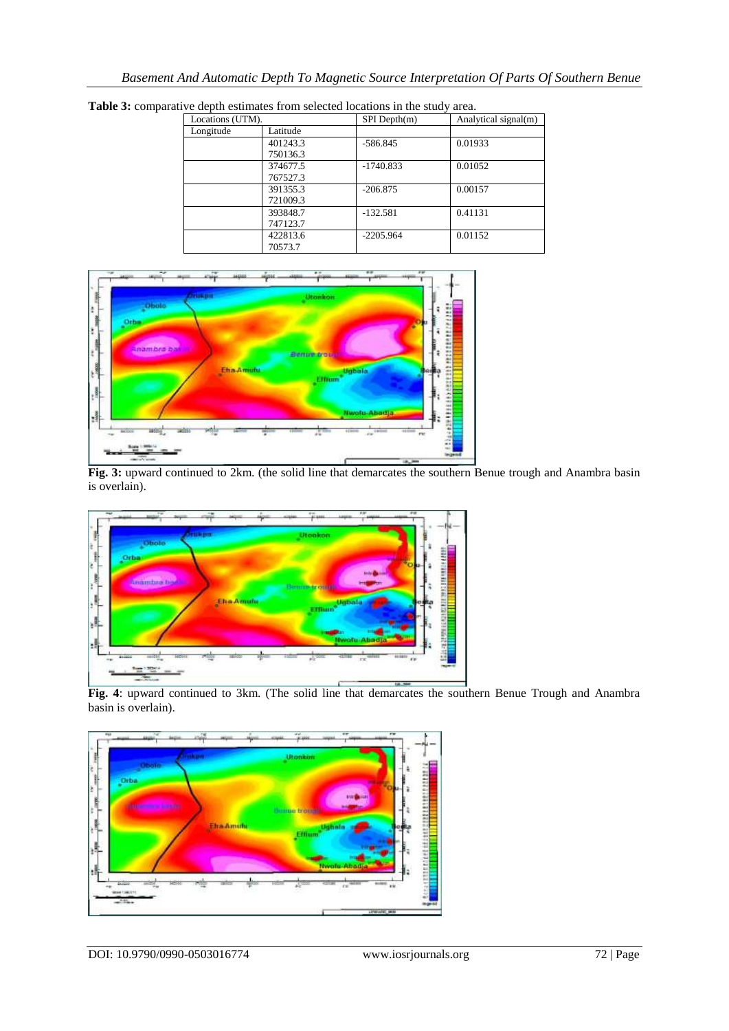**Table 3:** comparative depth estimates from selected locations in the study area.

| Locations (UTM). | | SPI Depth(m) | Analytical signal(m) |
|---|---|---|---|
| Longitude | Latitude | | |
| | 401243.3 750136.3 | -586.845 | 0.01933 |
| | 374677.5 767527.3 | -1740.833 | 0.01052 |
| | 391355.3 721009.3 | -206.875 | 0.00157 |
| | 393848.7 747123.7 | -132.581 | 0.41131 |
| | 422813.6 70573.7 | -2205.964 | 0.01152 |

**Fig. 3:** upward continued to 2km. (the solid line that demarcates the southern Benue trough and Anambra basin is overlain).

**Fig. 4**: upward continued to 3km. (The solid line that demarcates the southern Benue Trough and Anambra basin is overlain).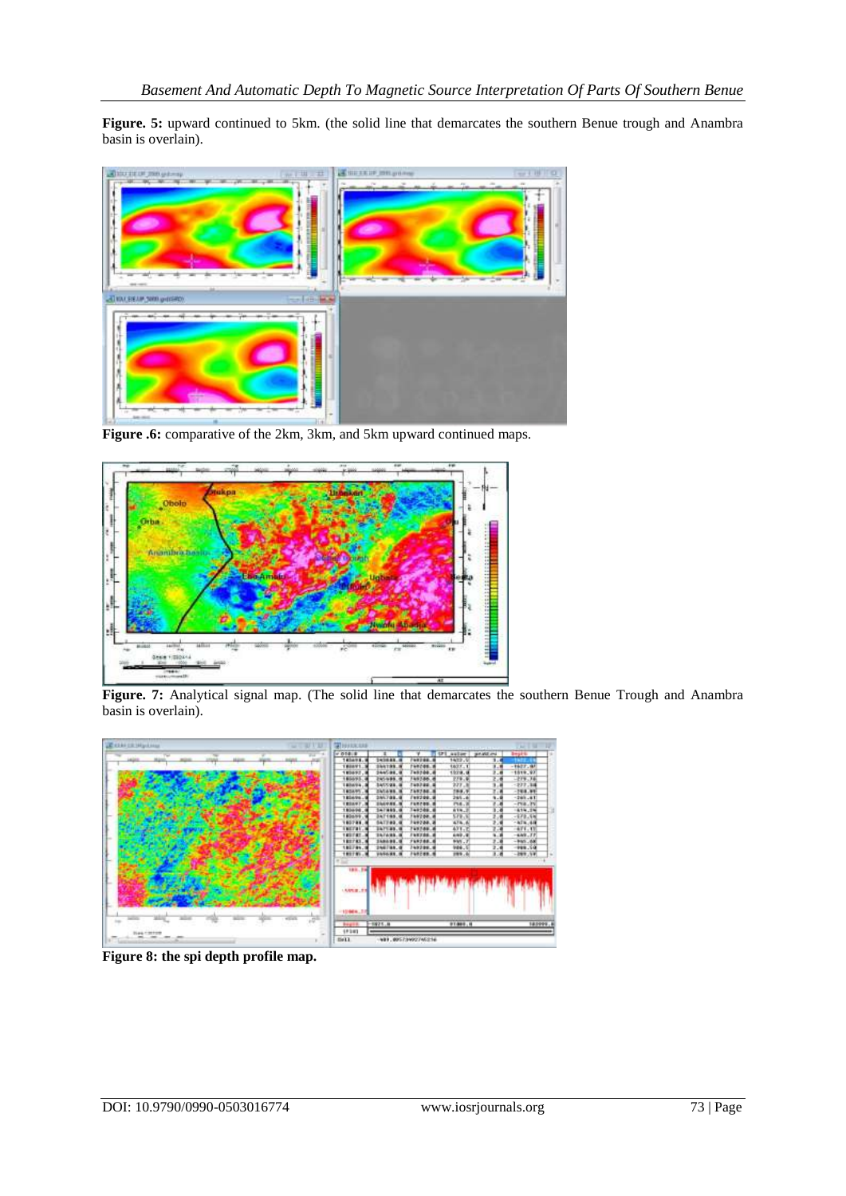**Figure. 5:** upward continued to 5km. (the solid line that demarcates the southern Benue trough and Anambra basin is overlain).

**Figure .6:** comparative of the 2km, 3km, and 5km upward continued maps.

**Figure. 7:** Analytical signal map. (The solid line that demarcates the southern Benue Trough and Anambra basin is overlain).

**Figure 8: the spi depth profile map.**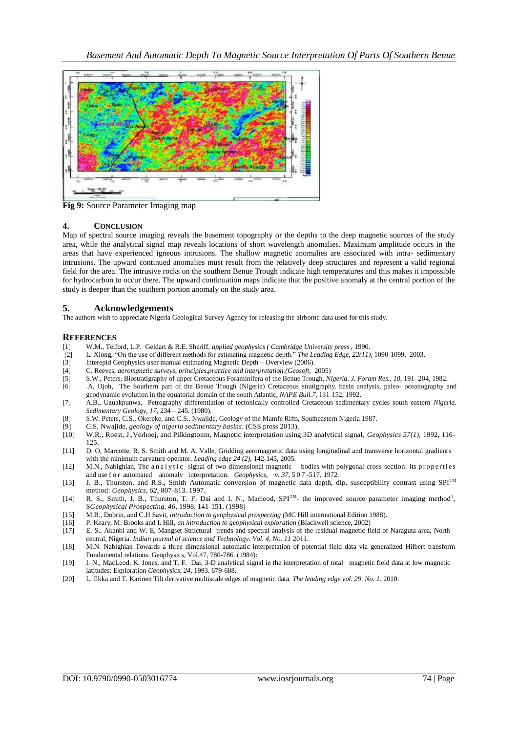**Fig 9:** Source Parameter Imaging map

## 4. CONCLUSION

Map of spectral source imaging reveals the basement topography or the depths to the deep magnetic sources of the study area, while the analytical signal map reveals locations of short wavelength anomalies. Maximum amplitude occurs in the areas that have experienced igneous intrusions. The shallow magnetic anomalies are associated with intra- sedimentary intrusions. The upward continued anomalies must result from the relatively deep structures and represent a valid regional field for the area. The intrusive rocks on the southern Benue Trough indicate high temperatures and this makes it impossible for hydrocarbon to occur there. The upward continuation maps indicate that the positive anomaly at the central portion of the study is deeper than the southern portion anomaly on the study area.

## 5. Acknowledgements

The authors wish to appreciate Nigeria Geological Survey Agency for releasing the airborne data used for this study.

## REFERENCES

[1] W.M., Telford, L.P. Geldart & R.E. Sheriff, *applied geophysics ( Cambridge University press* , 1990.

[2] L. Xiong, "On the use of different methods for estimating magnetic depth." *The Leading Edge, 22(11),* 1090-1099, 2003.

[3] Interepid Geophysics user manual estimating Magnetic Depth – Overview (2006).

[4] C. Reeves, *aeromgnetic surveys, principles,practice and interpretation.(Geosoft,* 2005)

[5] S.W., Peters, Biostratigraphy of upper Cretaceous Foraminifera of the Benue Trough, *Nigeria. J. Foram Res., 10,* 191- 204, 1982.

[6] .A. Ojoh, The Southern part of the Benue Trough (Nigeria) Cretaceous stratigraphy, basin analysis, paleo- oceanography and geodynamic evolution in the equatorial domain of the south Atlantic, *NAPE Bull.7,* 131-152, 1992.

[7] A.B., Uzuakpunwa, Petrography differentiation of tectonically controlled Cretaceous sedimentary cycles south eastern *Nigeria. Sedimentary Geology, 17,* 234 – 245. (1980).

[8] S.W. Peters, C.S., Okereke, and C.S., Nwajide, Geology of the Mamfe Rifts, Southeastern Nigeria 1987.

[9] C.S, Nwajide, *geology of nigeria sedimentary basins*. (CSS press 2013),

[10] W.R., Roest, J.,Verhoej, and Pilkingtonm, Magnetic interpretation using 3D analytical signal, *Geophysics 57(1),* 1992, 116-125.

[11] D. O, Marcotte, R. S. Smith and M. A. Valle, Gridding aeromagnetic data using longitudinal and transverse horizontal gradients with the minimum curvature operator. *Leading edge 24 (2),* 142-145, 2005.

[12] M.N., Nabighian, The analytic signal of two dimensional magnetic bodies with polygonal cross-section: its properties and use for automated anomaly interpretation. *Geophysics, v. 37,* 507-517, 1972.

[13] J. B., Thurston, and R.S., Smith Automatic conversion of magnetic data depth, dip, susceptibility contrast using SPI™ method: *Geophysics, 62,* 807-813. 1997.

[14] R. S., Smith, J. B., Thurston, T. F. Dai and I. N., Macleod, SPI™- the improved source parameter imaging method[1], S*Geophysical Prospecting, 46,* 1998. 141-151. (1998)

[15] M.B., Dobrin, and C.H Savit, *introduction to geophysical prospecting (*MC Hill international Edition 1988).

[16] P. Keary, M. Brooks and I. Hill, *an introduction to geophysical exploration* (Blackwell science, 2002)

[17] E. S., Akanbi and W. E, Mangset Structural trends and spectral analysis of the residual magnetic field of Naraguta area, North central, Nigeria. *Indian journal of science and Technology. Vol. 4, No. 11* 2011.

[18] M.N. Nabighian Towards a three dimensional automatic interpretation of potential field data via generalized Hilbert transform Fundamental relations. Geophysics, Vol.47, 780-786. (1984):

[19] I. N., MacLeod, K. Jones, and T. F. Dai, 3-D analytical signal in the interpretation of total magnetic field data at low magnetic latitudes: Exploration *Geophysics, 24,* 1993. 679-688.

[20] L. Ilkka and T. Karinen Tilt derivative multiscale edges of magnetic data. *The leading edge vol. 29. No. 1.* 2010.